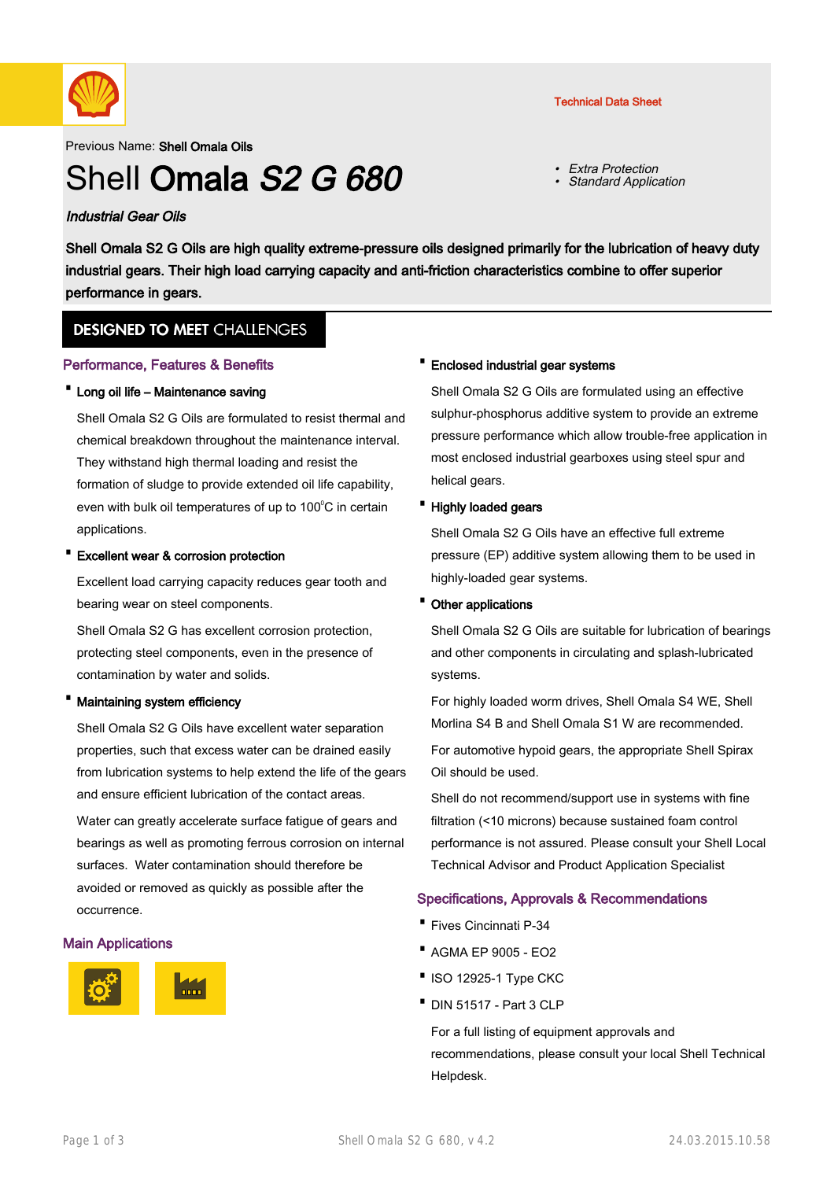Technical Data Sheet

Previous Name: **Shell Omala Oils**

# Shell **Omala** ***S2 G 680***

- *Extra Protection*
- *Standard Application*

***Industrial Gear Oils***

**Shell Omala S2 G Oils are high quality extreme-pressure oils designed primarily for the lubrication of heavy duty industrial gears. Their high load carrying capacity and anti-friction characteristics combine to offer superior performance in gears.**

## DESIGNED TO MEET CHALLENGES

### Performance, Features & Benefits

- **Long oil life – Maintenance saving**

  Shell Omala S2 G Oils are formulated to resist thermal and chemical breakdown throughout the maintenance interval. They withstand high thermal loading and resist the formation of sludge to provide extended oil life capability, even with bulk oil temperatures of up to 100°C in certain applications.

- **Excellent wear & corrosion protection**

  Excellent load carrying capacity reduces gear tooth and bearing wear on steel components.

  Shell Omala S2 G has excellent corrosion protection, protecting steel components, even in the presence of contamination by water and solids.

- **Maintaining system efficiency**

  Shell Omala S2 G Oils have excellent water separation properties, such that excess water can be drained easily from lubrication systems to help extend the life of the gears and ensure efficient lubrication of the contact areas.

  Water can greatly accelerate surface fatigue of gears and bearings as well as promoting ferrous corrosion on internal surfaces. Water contamination should therefore be avoided or removed as quickly as possible after the occurrence.

### Main Applications

- **Enclosed industrial gear systems**

  Shell Omala S2 G Oils are formulated using an effective sulphur-phosphorus additive system to provide an extreme pressure performance which allow trouble-free application in most enclosed industrial gearboxes using steel spur and helical gears.

- **Highly loaded gears**

  Shell Omala S2 G Oils have an effective full extreme pressure (EP) additive system allowing them to be used in highly-loaded gear systems.

- **Other applications**

  Shell Omala S2 G Oils are suitable for lubrication of bearings and other components in circulating and splash-lubricated systems.

  For highly loaded worm drives, Shell Omala S4 WE, Shell Morlina S4 B and Shell Omala S1 W are recommended.

  For automotive hypoid gears, the appropriate Shell Spirax Oil should be used.

  Shell do not recommend/support use in systems with fine filtration (<10 microns) because sustained foam control performance is not assured. Please consult your Shell Local Technical Advisor and Product Application Specialist

### Specifications, Approvals & Recommendations

- Fives Cincinnati P-34
- AGMA EP 9005 - EO2
- ISO 12925-1 Type CKC
- DIN 51517 - Part 3 CLP

For a full listing of equipment approvals and recommendations, please consult your local Shell Technical Helpdesk.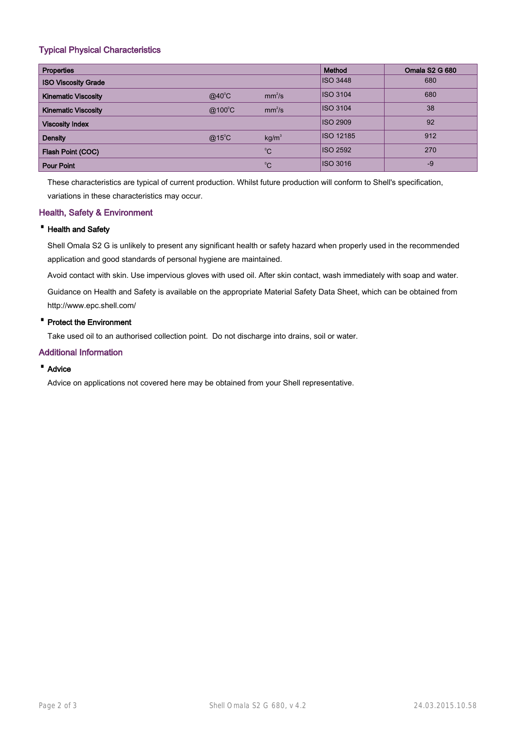## Typical Physical Characteristics

| Properties | | | Method | Omala S2 G 680 |
|---|---|---|---|---|
| ISO Viscosity Grade | | | ISO 3448 | 680 |
| Kinematic Viscosity | @40°C | $mm^2/s$ | ISO 3104 | 680 |
| Kinematic Viscosity | @100°C | $mm^2/s$ | ISO 3104 | 38 |
| Viscosity Index | | | ISO 2909 | 92 |
| Density | @15°C | $kg/m^3$ | ISO 12185 | 912 |
| Flash Point (COC) | | °C | ISO 2592 | 270 |
| Pour Point | | °C | ISO 3016 | -9 |

These characteristics are typical of current production. Whilst future production will conform to Shell's specification, variations in these characteristics may occur.

## Health, Safety & Environment

- **Health and Safety**

Shell Omala S2 G is unlikely to present any significant health or safety hazard when properly used in the recommended application and good standards of personal hygiene are maintained.

Avoid contact with skin. Use impervious gloves with used oil. After skin contact, wash immediately with soap and water.

Guidance on Health and Safety is available on the appropriate Material Safety Data Sheet, which can be obtained from http://www.epc.shell.com/

- **Protect the Environment**

Take used oil to an authorised collection point. Do not discharge into drains, soil or water.

## Additional Information

- **Advice**

Advice on applications not covered here may be obtained from your Shell representative.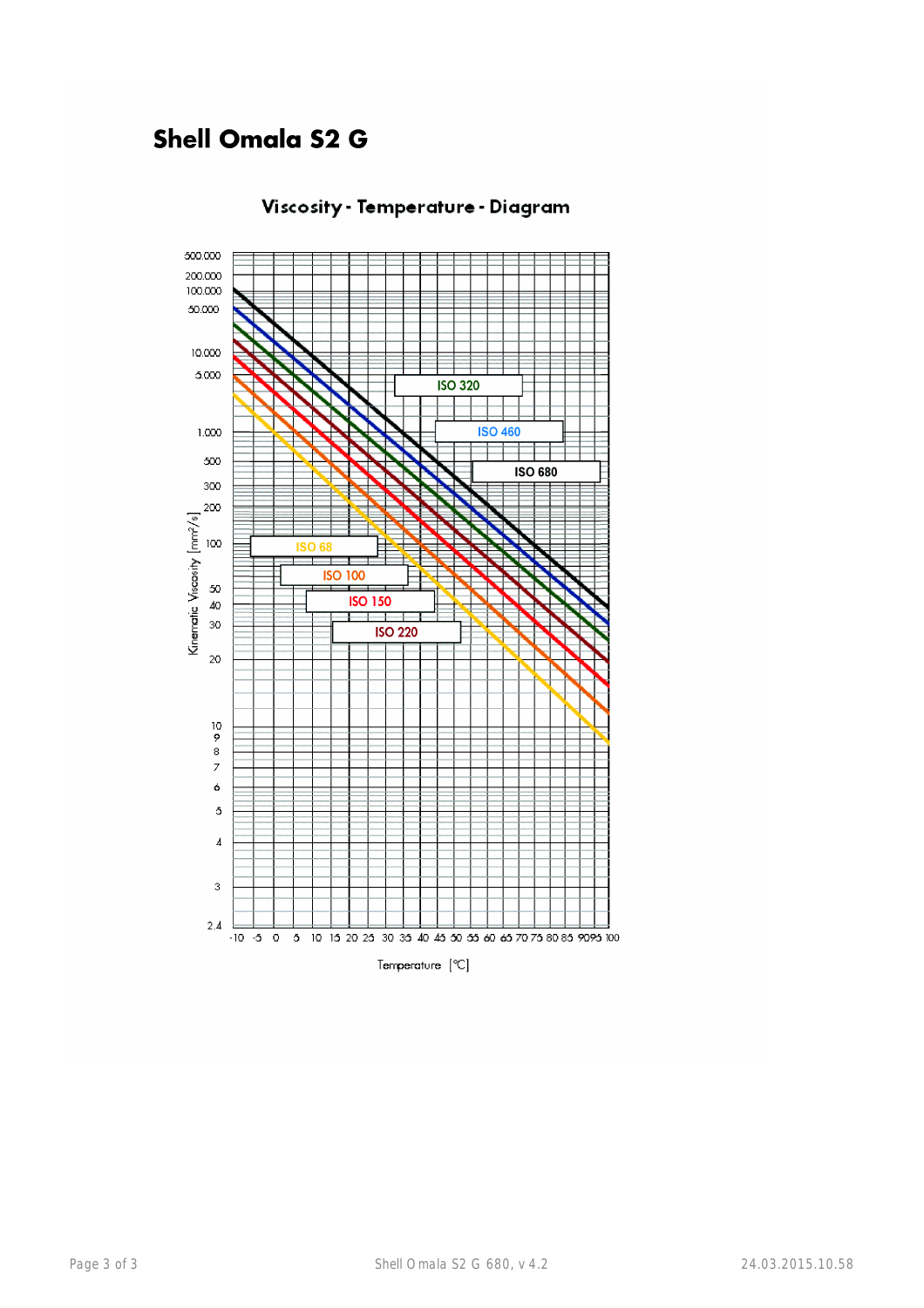# Shell Omala S2 G

## Viscosity - Temperature - Diagram

500.000
200.000
100.000
50.000
10.000
5.000
1.000
500
300
200
100
50
40
30
20
10
9
8
7
6
5
4
3
2.4

Kinematic Viscosity [mm²/s]

ISO 320
ISO 460
ISO 680
ISO 68
ISO 100
ISO 150
ISO 220

-10 -5 0 5 10 15 20 25 30 35 40 45 50 55 60 65 70 75 80 85 90 95 100

Temperature [°C]